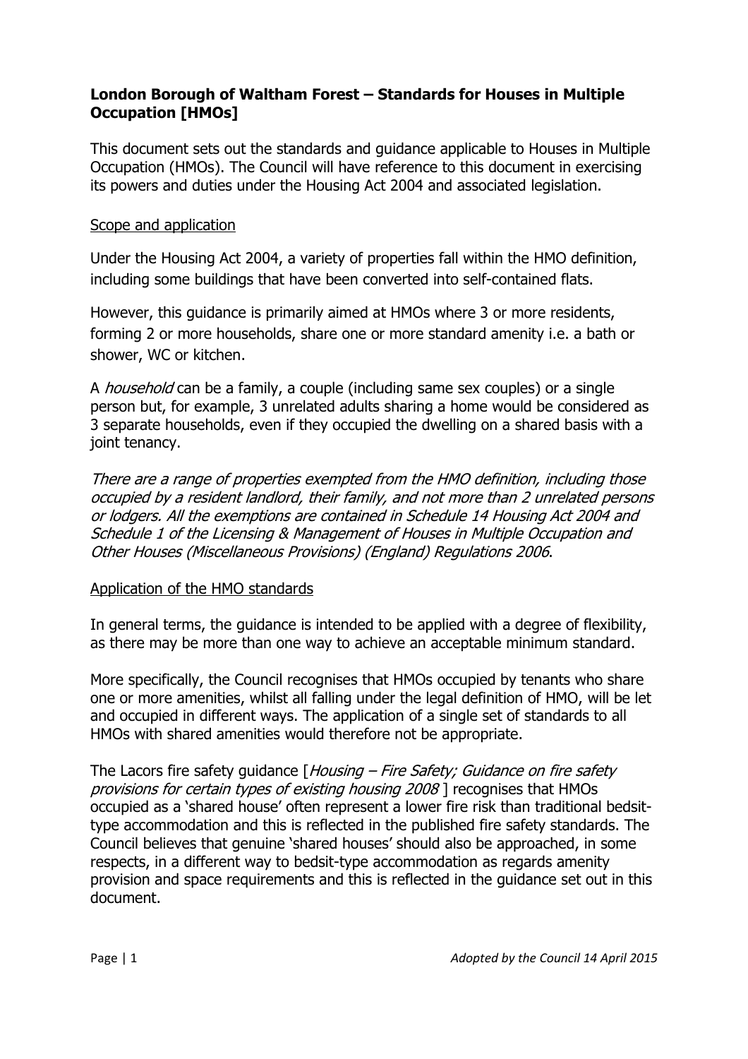# London Borough of Waltham Forest – Standards for Houses in Multiple Occupation [HMOs]

This document sets out the standards and guidance applicable to Houses in Multiple Occupation (HMOs). The Council will have reference to this document in exercising its powers and duties under the Housing Act 2004 and associated legislation.

## Scope and application

Under the Housing Act 2004, a variety of properties fall within the HMO definition, including some buildings that have been converted into self-contained flats.

However, this guidance is primarily aimed at HMOs where 3 or more residents, forming 2 or more households, share one or more standard amenity i.e. a bath or shower, WC or kitchen.

A *household* can be a family, a couple (including same sex couples) or a single person but, for example, 3 unrelated adults sharing a home would be considered as 3 separate households, even if they occupied the dwelling on a shared basis with a joint tenancy.

*There are a range of properties exempted from the HMO definition, including those occupied by a resident landlord, their family, and not more than 2 unrelated persons or lodgers. All the exemptions are contained in Schedule 14 Housing Act 2004 and Schedule 1 of the Licensing & Management of Houses in Multiple Occupation and Other Houses (Miscellaneous Provisions) (England) Regulations 2006.*

## Application of the HMO standards

In general terms, the guidance is intended to be applied with a degree of flexibility, as there may be more than one way to achieve an acceptable minimum standard.

More specifically, the Council recognises that HMOs occupied by tenants who share one or more amenities, whilst all falling under the legal definition of HMO, will be let and occupied in different ways. The application of a single set of standards to all HMOs with shared amenities would therefore not be appropriate.

The Lacors fire safety guidance [*Housing – Fire Safety; Guidance on fire safety provisions for certain types of existing housing 2008* ] recognises that HMOs occupied as a 'shared house' often represent a lower fire risk than traditional bedsit-type accommodation and this is reflected in the published fire safety standards. The Council believes that genuine 'shared houses' should also be approached, in some respects, in a different way to bedsit-type accommodation as regards amenity provision and space requirements and this is reflected in the guidance set out in this document.

*Adopted by the Council 14 April 2015*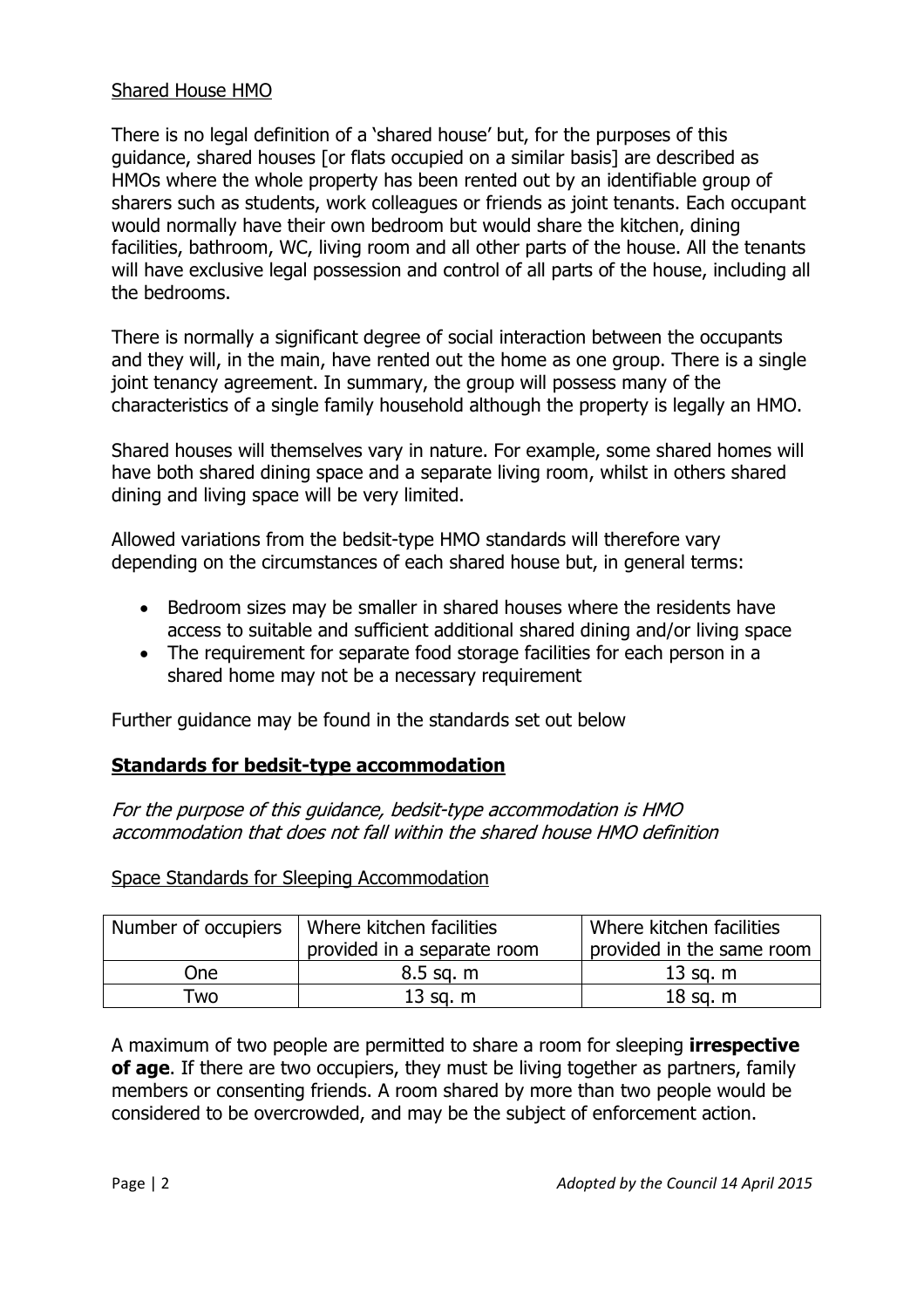Shared House HMO

There is no legal definition of a 'shared house' but, for the purposes of this guidance, shared houses [or flats occupied on a similar basis] are described as HMOs where the whole property has been rented out by an identifiable group of sharers such as students, work colleagues or friends as joint tenants. Each occupant would normally have their own bedroom but would share the kitchen, dining facilities, bathroom, WC, living room and all other parts of the house. All the tenants will have exclusive legal possession and control of all parts of the house, including all the bedrooms.

There is normally a significant degree of social interaction between the occupants and they will, in the main, have rented out the home as one group. There is a single joint tenancy agreement. In summary, the group will possess many of the characteristics of a single family household although the property is legally an HMO.

Shared houses will themselves vary in nature. For example, some shared homes will have both shared dining space and a separate living room, whilst in others shared dining and living space will be very limited.

Allowed variations from the bedsit-type HMO standards will therefore vary depending on the circumstances of each shared house but, in general terms:

- Bedroom sizes may be smaller in shared houses where the residents have access to suitable and sufficient additional shared dining and/or living space
- The requirement for separate food storage facilities for each person in a shared home may not be a necessary requirement

Further guidance may be found in the standards set out below

## Standards for bedsit-type accommodation

*For the purpose of this guidance, bedsit-type accommodation is HMO accommodation that does not fall within the shared house HMO definition*

Space Standards for Sleeping Accommodation

| Number of occupiers | Where kitchen facilities provided in a separate room | Where kitchen facilities provided in the same room |
|---|---|---|
| One | 8.5 sq. m | 13 sq. m |
| Two | 13 sq. m | 18 sq. m |

A maximum of two people are permitted to share a room for sleeping **irrespective of age**. If there are two occupiers, they must be living together as partners, family members or consenting friends. A room shared by more than two people would be considered to be overcrowded, and may be the subject of enforcement action.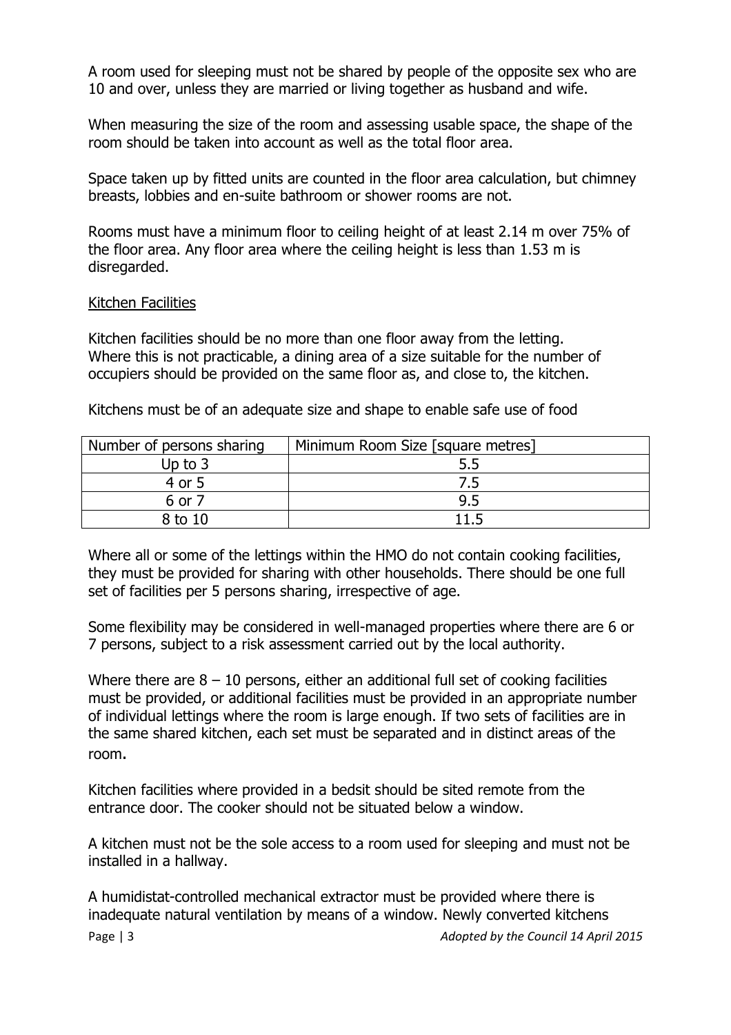A room used for sleeping must not be shared by people of the opposite sex who are 10 and over, unless they are married or living together as husband and wife.

When measuring the size of the room and assessing usable space, the shape of the room should be taken into account as well as the total floor area.

Space taken up by fitted units are counted in the floor area calculation, but chimney breasts, lobbies and en-suite bathroom or shower rooms are not.

Rooms must have a minimum floor to ceiling height of at least 2.14 m over 75% of the floor area. Any floor area where the ceiling height is less than 1.53 m is disregarded.

## Kitchen Facilities

Kitchen facilities should be no more than one floor away from the letting. Where this is not practicable, a dining area of a size suitable for the number of occupiers should be provided on the same floor as, and close to, the kitchen.

Kitchens must be of an adequate size and shape to enable safe use of food

| Number of persons sharing | Minimum Room Size [square metres] |
|---|---|
| Up to 3 | 5.5 |
| 4 or 5 | 7.5 |
| 6 or 7 | 9.5 |
| 8 to 10 | 11.5 |

Where all or some of the lettings within the HMO do not contain cooking facilities, they must be provided for sharing with other households. There should be one full set of facilities per 5 persons sharing, irrespective of age.

Some flexibility may be considered in well-managed properties where there are 6 or 7 persons, subject to a risk assessment carried out by the local authority.

Where there are 8 – 10 persons, either an additional full set of cooking facilities must be provided, or additional facilities must be provided in an appropriate number of individual lettings where the room is large enough. If two sets of facilities are in the same shared kitchen, each set must be separated and in distinct areas of the room.

Kitchen facilities where provided in a bedsit should be sited remote from the entrance door. The cooker should not be situated below a window.

A kitchen must not be the sole access to a room used for sleeping and must not be installed in a hallway.

A humidistat-controlled mechanical extractor must be provided where there is inadequate natural ventilation by means of a window. Newly converted kitchens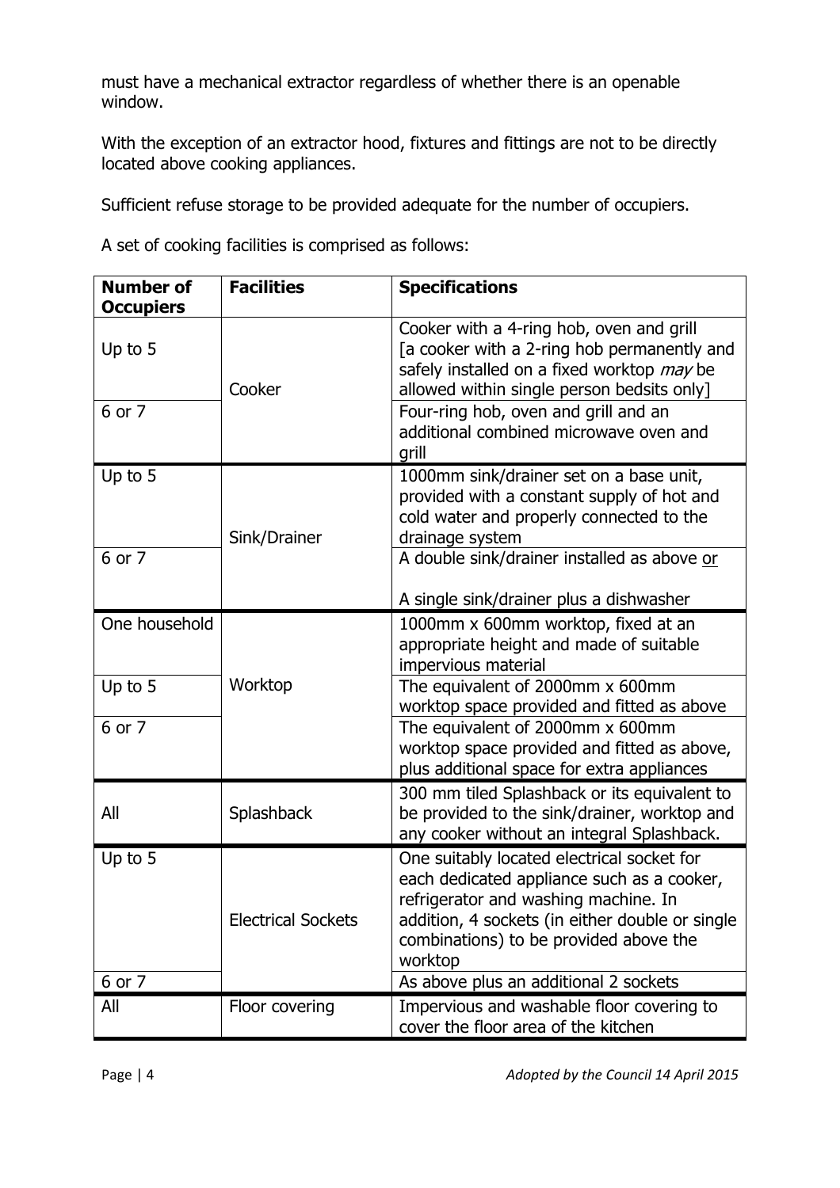must have a mechanical extractor regardless of whether there is an openable window.

With the exception of an extractor hood, fixtures and fittings are not to be directly located above cooking appliances.

Sufficient refuse storage to be provided adequate for the number of occupiers.

A set of cooking facilities is comprised as follows:

| **Number of Occupiers** | **Facilities** | **Specifications** |
|---|---|---|
| Up to 5 | Cooker | Cooker with a 4-ring hob, oven and grill [a cooker with a 2-ring hob permanently and safely installed on a fixed worktop *may* be allowed within single person bedsits only] |
| 6 or 7 | | Four-ring hob, oven and grill and an additional combined microwave oven and grill |
| Up to 5 | Sink/Drainer | 1000mm sink/drainer set on a base unit, provided with a constant supply of hot and cold water and properly connected to the drainage system |
| 6 or 7 | | A double sink/drainer installed as above <u>or</u><br><br>A single sink/drainer plus a dishwasher |
| One household | Worktop | 1000mm x 600mm worktop, fixed at an appropriate height and made of suitable impervious material |
| Up to 5 | | The equivalent of 2000mm x 600mm worktop space provided and fitted as above |
| 6 or 7 | | The equivalent of 2000mm x 600mm worktop space provided and fitted as above, plus additional space for extra appliances |
| All | Splashback | 300 mm tiled Splashback or its equivalent to be provided to the sink/drainer, worktop and any cooker without an integral Splashback. |
| Up to 5 | Electrical Sockets | One suitably located electrical socket for each dedicated appliance such as a cooker, refrigerator and washing machine. In addition, 4 sockets (in either double or single combinations) to be provided above the worktop |
| 6 or 7 | | As above plus an additional 2 sockets |
| All | Floor covering | Impervious and washable floor covering to cover the floor area of the kitchen |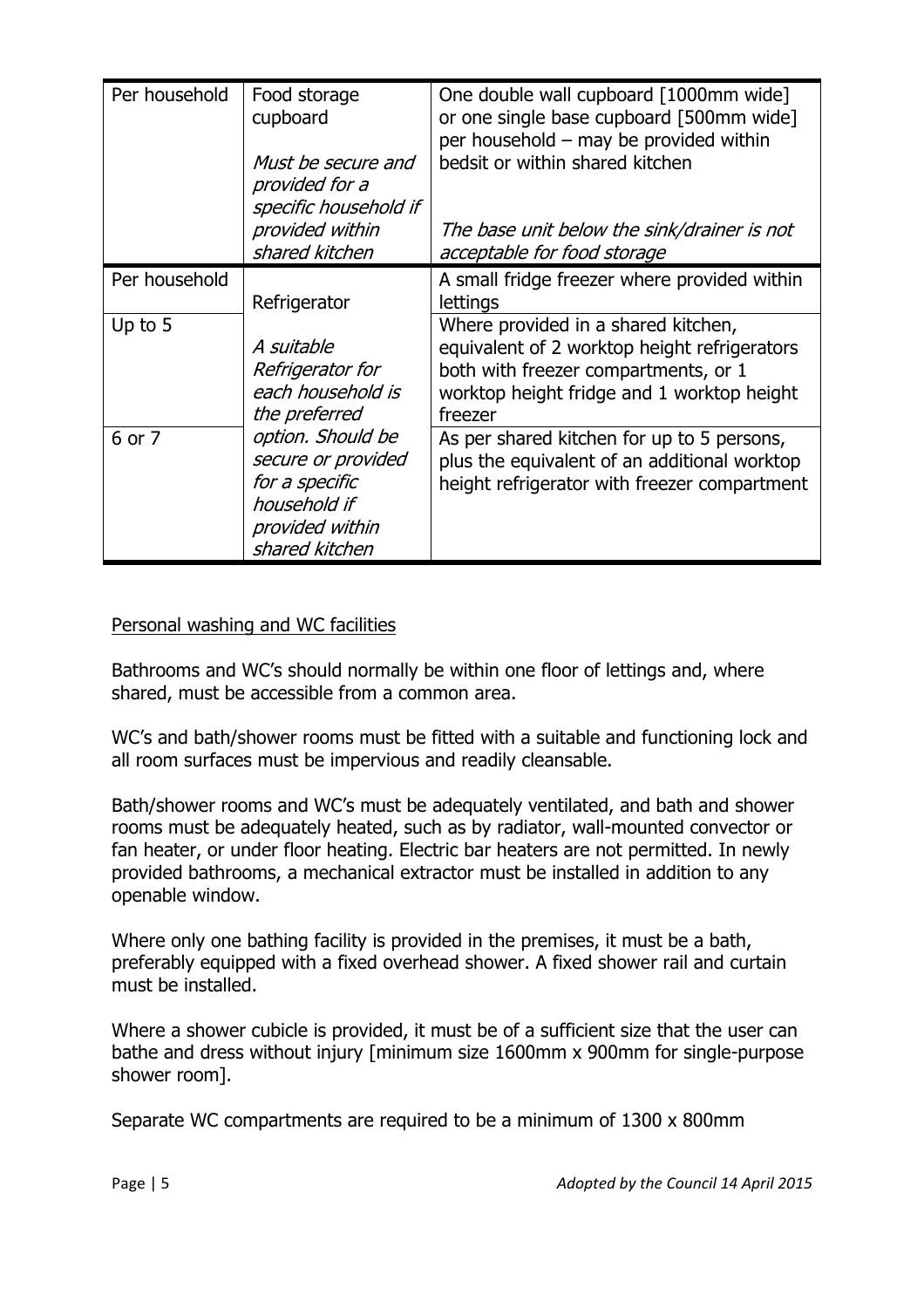| Per household | Food storage cupboard<br><br>*Must be secure and provided for a specific household if provided within shared kitchen* | One double wall cupboard [1000mm wide] or one single base cupboard [500mm wide] per household – may be provided within bedsit or within shared kitchen<br><br>*The base unit below the sink/drainer is not acceptable for food storage* |
|---|---|---|
| Per household | Refrigerator<br><br>*A suitable Refrigerator for each household is the preferred option. Should be secure or provided for a specific household if provided within shared kitchen* | A small fridge freezer where provided within lettings |
| Up to 5 | | Where provided in a shared kitchen, equivalent of 2 worktop height refrigerators both with freezer compartments, or 1 worktop height fridge and 1 worktop height freezer |
| 6 or 7 | | As per shared kitchen for up to 5 persons, plus the equivalent of an additional worktop height refrigerator with freezer compartment |

Personal washing and WC facilities

Bathrooms and WC's should normally be within one floor of lettings and, where shared, must be accessible from a common area.

WC's and bath/shower rooms must be fitted with a suitable and functioning lock and all room surfaces must be impervious and readily cleansable.

Bath/shower rooms and WC's must be adequately ventilated, and bath and shower rooms must be adequately heated, such as by radiator, wall-mounted convector or fan heater, or under floor heating. Electric bar heaters are not permitted. In newly provided bathrooms, a mechanical extractor must be installed in addition to any openable window.

Where only one bathing facility is provided in the premises, it must be a bath, preferably equipped with a fixed overhead shower. A fixed shower rail and curtain must be installed.

Where a shower cubicle is provided, it must be of a sufficient size that the user can bathe and dress without injury [minimum size 1600mm x 900mm for single-purpose shower room].

Separate WC compartments are required to be a minimum of 1300 x 800mm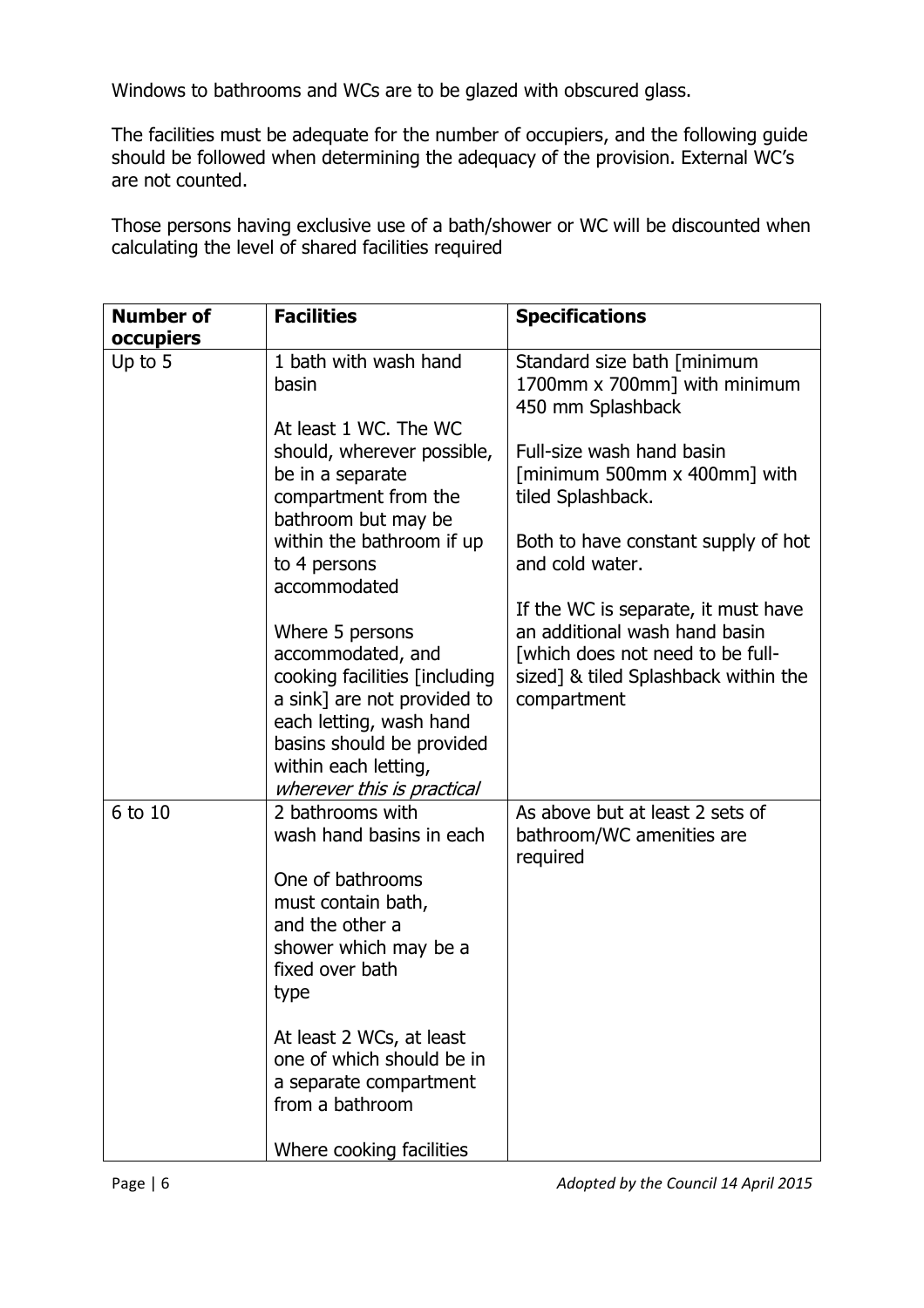Windows to bathrooms and WCs are to be glazed with obscured glass.

The facilities must be adequate for the number of occupiers, and the following guide should be followed when determining the adequacy of the provision. External WC's are not counted.

Those persons having exclusive use of a bath/shower or WC will be discounted when calculating the level of shared facilities required

| **Number of occupiers** | **Facilities** | **Specifications** |
|---|---|---|
| Up to 5 | 1 bath with wash hand basin<br><br>At least 1 WC. The WC should, wherever possible, be in a separate compartment from the bathroom but may be within the bathroom if up to 4 persons accommodated<br><br>Where 5 persons accommodated, and cooking facilities [including a sink] are not provided to each letting, wash hand basins should be provided within each letting, *wherever this is practical* | Standard size bath [minimum 1700mm x 700mm] with minimum 450 mm Splashback<br><br>Full-size wash hand basin [minimum 500mm x 400mm] with tiled Splashback.<br><br>Both to have constant supply of hot and cold water.<br><br>If the WC is separate, it must have an additional wash hand basin [which does not need to be full-sized] & tiled Splashback within the compartment |
| 6 to 10 | 2 bathrooms with wash hand basins in each<br><br>One of bathrooms must contain bath, and the other a shower which may be a fixed over bath type<br><br>At least 2 WCs, at least one of which should be in a separate compartment from a bathroom<br><br>Where cooking facilities | As above but at least 2 sets of bathroom/WC amenities are required |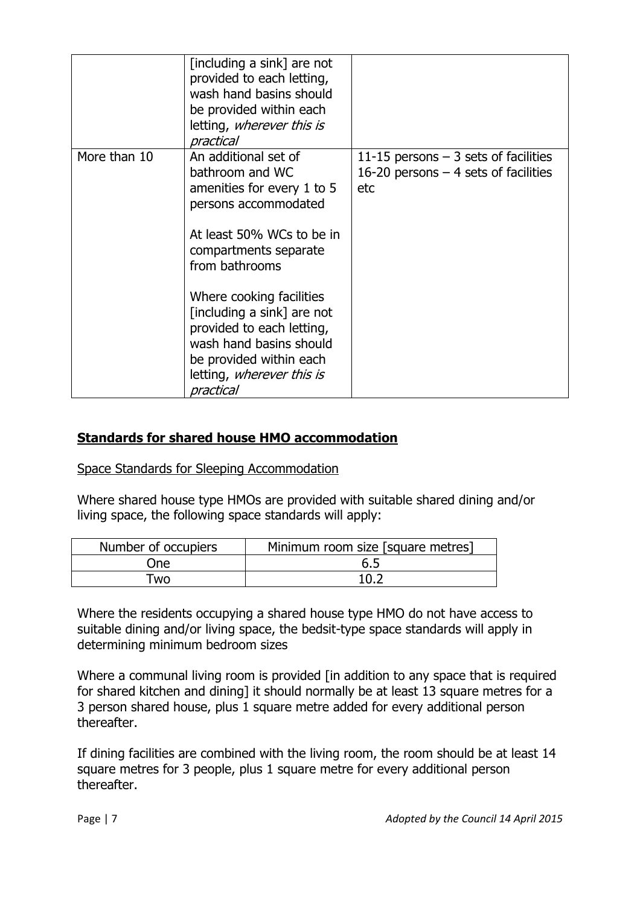|  |  |  |
| --- | --- | --- |
|  | [including a sink] are not provided to each letting, wash hand basins should be provided within each letting, *wherever this is practical* |  |
| More than 10 | An additional set of bathroom and WC amenities for every 1 to 5 persons accommodated<br><br>At least 50% WCs to be in compartments separate from bathrooms<br><br>Where cooking facilities [including a sink] are not provided to each letting, wash hand basins should be provided within each letting, *wherever this is practical* | 11-15 persons – 3 sets of facilities<br>16-20 persons – 4 sets of facilities etc |

## **Standards for shared house HMO accommodation**

Space Standards for Sleeping Accommodation

Where shared house type HMOs are provided with suitable shared dining and/or living space, the following space standards will apply:

| Number of occupiers | Minimum room size [square metres] |
| --- | --- |
| One | 6.5 |
| Two | 10.2 |

Where the residents occupying a shared house type HMO do not have access to suitable dining and/or living space, the bedsit-type space standards will apply in determining minimum bedroom sizes

Where a communal living room is provided [in addition to any space that is required for shared kitchen and dining] it should normally be at least 13 square metres for a 3 person shared house, plus 1 square metre added for every additional person thereafter.

If dining facilities are combined with the living room, the room should be at least 14 square metres for 3 people, plus 1 square metre for every additional person thereafter.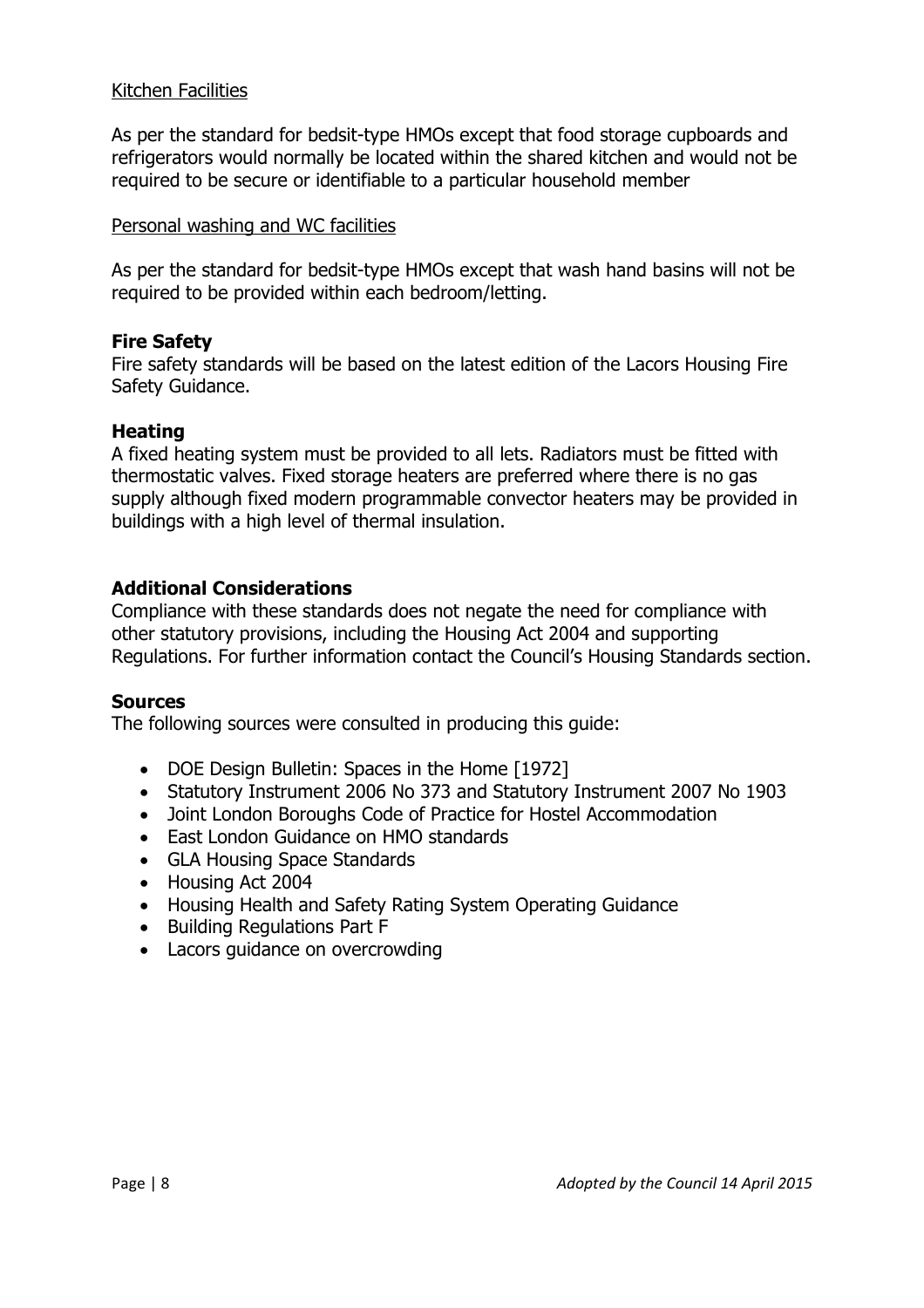Kitchen Facilities

As per the standard for bedsit-type HMOs except that food storage cupboards and refrigerators would normally be located within the shared kitchen and would not be required to be secure or identifiable to a particular household member

Personal washing and WC facilities

As per the standard for bedsit-type HMOs except that wash hand basins will not be required to be provided within each bedroom/letting.

**Fire Safety**

Fire safety standards will be based on the latest edition of the Lacors Housing Fire Safety Guidance.

**Heating**

A fixed heating system must be provided to all lets. Radiators must be fitted with thermostatic valves. Fixed storage heaters are preferred where there is no gas supply although fixed modern programmable convector heaters may be provided in buildings with a high level of thermal insulation.

**Additional Considerations**

Compliance with these standards does not negate the need for compliance with other statutory provisions, including the Housing Act 2004 and supporting Regulations. For further information contact the Council's Housing Standards section.

**Sources**

The following sources were consulted in producing this guide:

- DOE Design Bulletin: Spaces in the Home [1972]
- Statutory Instrument 2006 No 373 and Statutory Instrument 2007 No 1903
- Joint London Boroughs Code of Practice for Hostel Accommodation
- East London Guidance on HMO standards
- GLA Housing Space Standards
- Housing Act 2004
- Housing Health and Safety Rating System Operating Guidance
- Building Regulations Part F
- Lacors guidance on overcrowding